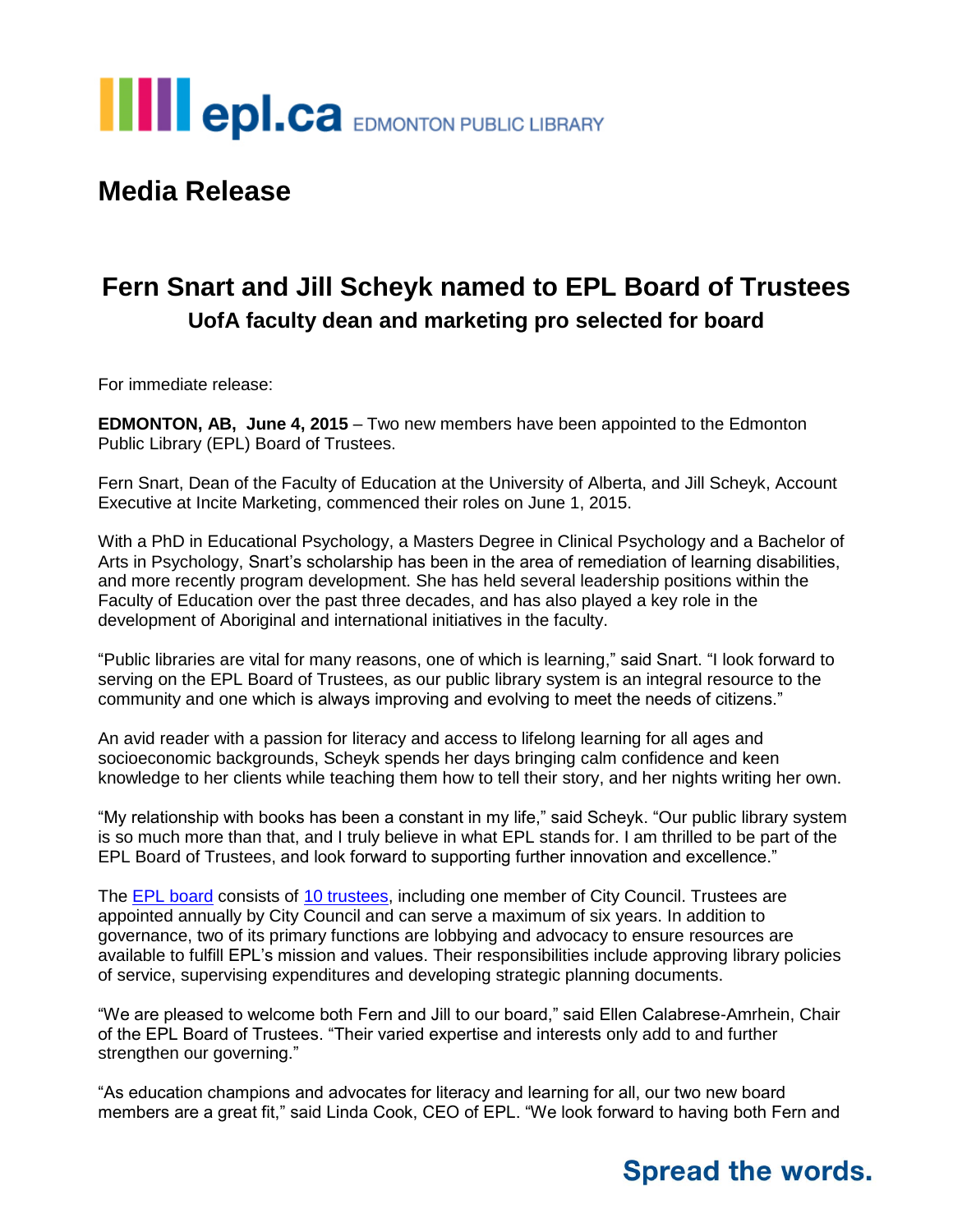epl.ca EDMONTON PUBLIC LIBRARY

# Media Release

## Fern Snart and Jill Scheyk named to EPL Board of Trustees

### UofA faculty dean and marketing pro selected for board

For immediate release:

**EDMONTON, AB, June 4, 2015** – Two new members have been appointed to the Edmonton Public Library (EPL) Board of Trustees.

Fern Snart, Dean of the Faculty of Education at the University of Alberta, and Jill Scheyk, Account Executive at Incite Marketing, commenced their roles on June 1, 2015.

With a PhD in Educational Psychology, a Masters Degree in Clinical Psychology and a Bachelor of Arts in Psychology, Snart's scholarship has been in the area of remediation of learning disabilities, and more recently program development. She has held several leadership positions within the Faculty of Education over the past three decades, and has also played a key role in the development of Aboriginal and international initiatives in the faculty.

"Public libraries are vital for many reasons, one of which is learning," said Snart. "I look forward to serving on the EPL Board of Trustees, as our public library system is an integral resource to the community and one which is always improving and evolving to meet the needs of citizens."

An avid reader with a passion for literacy and access to lifelong learning for all ages and socioeconomic backgrounds, Scheyk spends her days bringing calm confidence and keen knowledge to her clients while teaching them how to tell their story, and her nights writing her own.

"My relationship with books has been a constant in my life," said Scheyk. "Our public library system is so much more than that, and I truly believe in what EPL stands for. I am thrilled to be part of the EPL Board of Trustees, and look forward to supporting further innovation and excellence."

The EPL board consists of 10 trustees, including one member of City Council. Trustees are appointed annually by City Council and can serve a maximum of six years. In addition to governance, two of its primary functions are lobbying and advocacy to ensure resources are available to fulfill EPL's mission and values. Their responsibilities include approving library policies of service, supervising expenditures and developing strategic planning documents.

"We are pleased to welcome both Fern and Jill to our board," said Ellen Calabrese-Amrhein, Chair of the EPL Board of Trustees. "Their varied expertise and interests only add to and further strengthen our governing."

"As education champions and advocates for literacy and learning for all, our two new board members are a great fit," said Linda Cook, CEO of EPL. "We look forward to having both Fern and

**Spread the words.**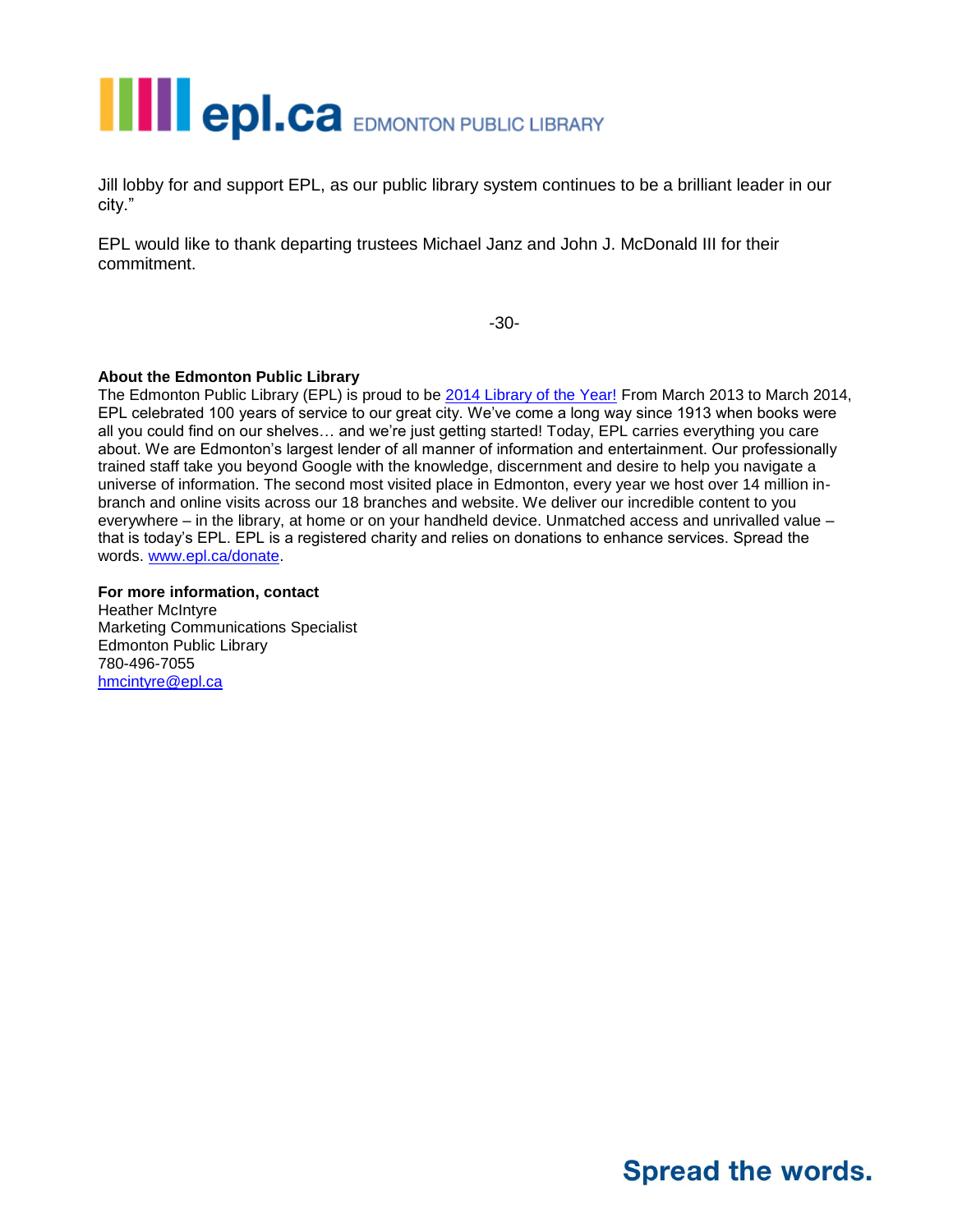Jill lobby for and support EPL, as our public library system continues to be a brilliant leader in our city."

EPL would like to thank departing trustees Michael Janz and John J. McDonald III for their commitment.

-30-

**About the Edmonton Public Library**
The Edmonton Public Library (EPL) is proud to be 2014 Library of the Year! From March 2013 to March 2014, EPL celebrated 100 years of service to our great city. We've come a long way since 1913 when books were all you could find on our shelves… and we're just getting started! Today, EPL carries everything you care about. We are Edmonton's largest lender of all manner of information and entertainment. Our professionally trained staff take you beyond Google with the knowledge, discernment and desire to help you navigate a universe of information. The second most visited place in Edmonton, every year we host over 14 million in-branch and online visits across our 18 branches and website. We deliver our incredible content to you everywhere – in the library, at home or on your handheld device. Unmatched access and unrivalled value – that is today's EPL. EPL is a registered charity and relies on donations to enhance services. Spread the words. www.epl.ca/donate.

**For more information, contact**
Heather McIntyre
Marketing Communications Specialist
Edmonton Public Library
780-496-7055
hmcintyre@epl.ca